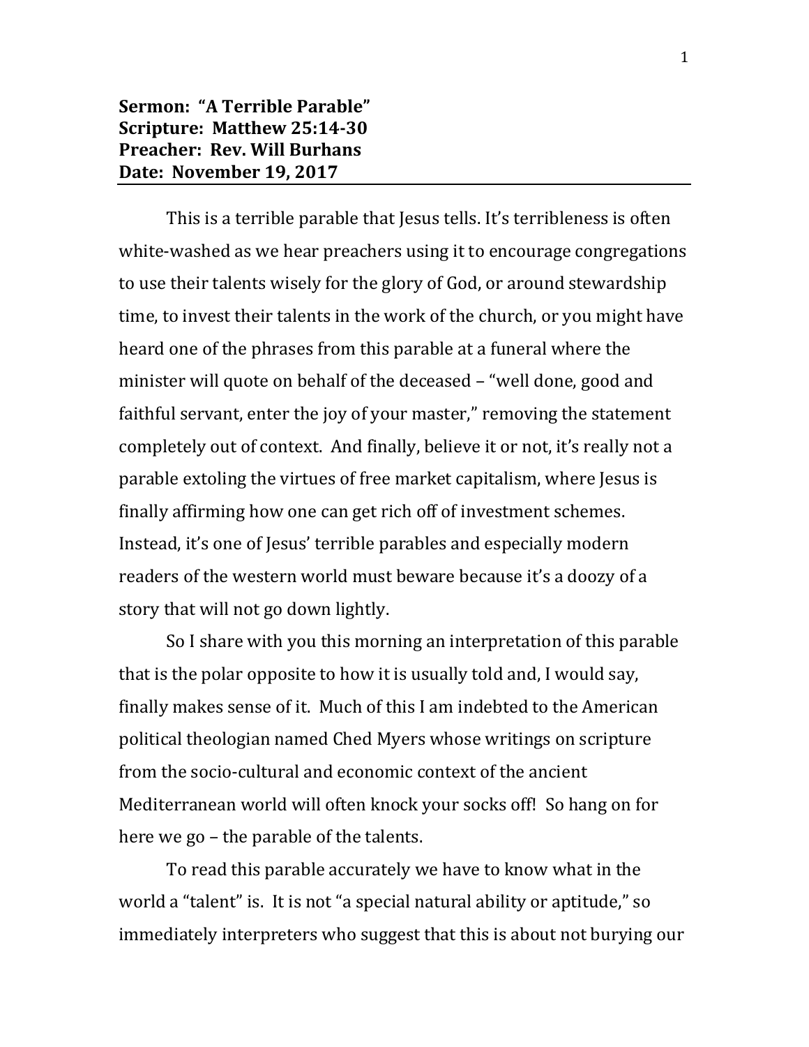**Sermon: "A Terrible Parable"**
**Scripture: Matthew 25:14-30**
**Preacher: Rev. Will Burhans**
**Date: November 19, 2017**

---

This is a terrible parable that Jesus tells. It's terribleness is often white-washed as we hear preachers using it to encourage congregations to use their talents wisely for the glory of God, or around stewardship time, to invest their talents in the work of the church, or you might have heard one of the phrases from this parable at a funeral where the minister will quote on behalf of the deceased – "well done, good and faithful servant, enter the joy of your master," removing the statement completely out of context. And finally, believe it or not, it's really not a parable extoling the virtues of free market capitalism, where Jesus is finally affirming how one can get rich off of investment schemes. Instead, it's one of Jesus' terrible parables and especially modern readers of the western world must beware because it's a doozy of a story that will not go down lightly.

So I share with you this morning an interpretation of this parable that is the polar opposite to how it is usually told and, I would say, finally makes sense of it. Much of this I am indebted to the American political theologian named Ched Myers whose writings on scripture from the socio-cultural and economic context of the ancient Mediterranean world will often knock your socks off! So hang on for here we go – the parable of the talents.

To read this parable accurately we have to know what in the world a "talent" is. It is not "a special natural ability or aptitude," so immediately interpreters who suggest that this is about not burying our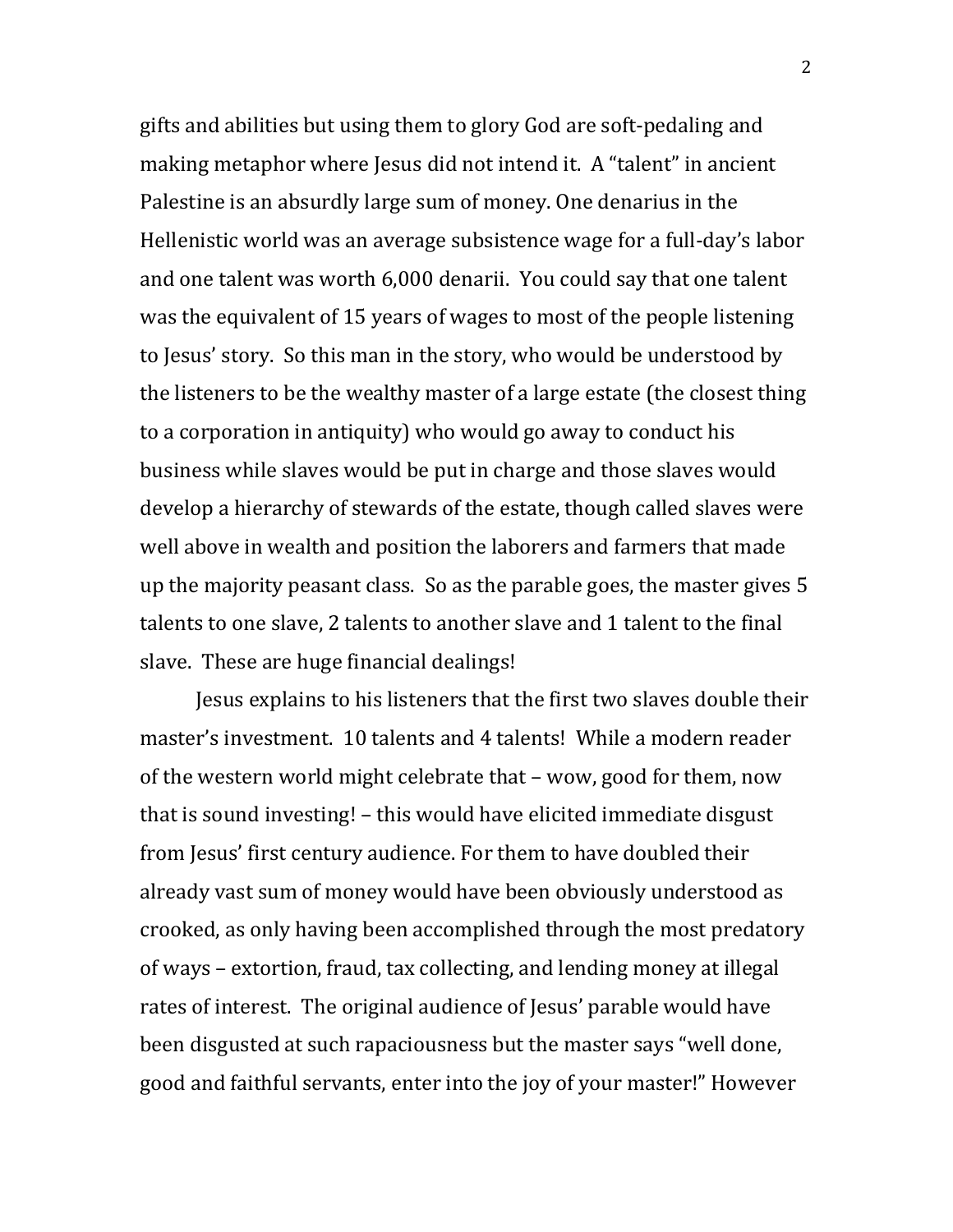gifts and abilities but using them to glory God are soft-pedaling and making metaphor where Jesus did not intend it. A "talent" in ancient Palestine is an absurdly large sum of money. One denarius in the Hellenistic world was an average subsistence wage for a full-day's labor and one talent was worth 6,000 denarii. You could say that one talent was the equivalent of 15 years of wages to most of the people listening to Jesus' story. So this man in the story, who would be understood by the listeners to be the wealthy master of a large estate (the closest thing to a corporation in antiquity) who would go away to conduct his business while slaves would be put in charge and those slaves would develop a hierarchy of stewards of the estate, though called slaves were well above in wealth and position the laborers and farmers that made up the majority peasant class. So as the parable goes, the master gives 5 talents to one slave, 2 talents to another slave and 1 talent to the final slave. These are huge financial dealings!

Jesus explains to his listeners that the first two slaves double their master's investment. 10 talents and 4 talents! While a modern reader of the western world might celebrate that – wow, good for them, now that is sound investing! – this would have elicited immediate disgust from Jesus' first century audience. For them to have doubled their already vast sum of money would have been obviously understood as crooked, as only having been accomplished through the most predatory of ways – extortion, fraud, tax collecting, and lending money at illegal rates of interest. The original audience of Jesus' parable would have been disgusted at such rapaciousness but the master says "well done, good and faithful servants, enter into the joy of your master!" However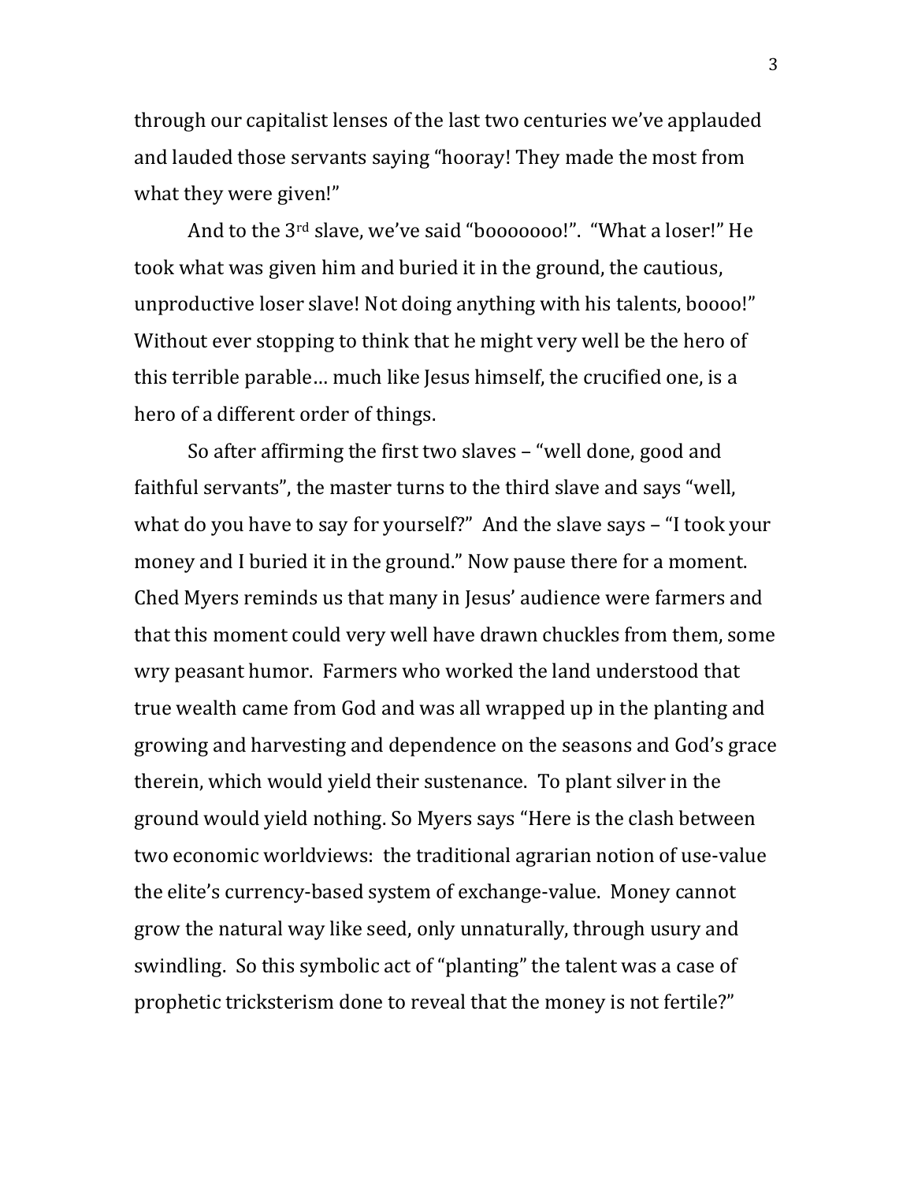through our capitalist lenses of the last two centuries we've applauded and lauded those servants saying "hooray! They made the most from what they were given!"

And to the 3rd slave, we've said "booooooo!". "What a loser!" He took what was given him and buried it in the ground, the cautious, unproductive loser slave! Not doing anything with his talents, boooo!" Without ever stopping to think that he might very well be the hero of this terrible parable… much like Jesus himself, the crucified one, is a hero of a different order of things.

So after affirming the first two slaves – "well done, good and faithful servants", the master turns to the third slave and says "well, what do you have to say for yourself?" And the slave says – "I took your money and I buried it in the ground." Now pause there for a moment. Ched Myers reminds us that many in Jesus' audience were farmers and that this moment could very well have drawn chuckles from them, some wry peasant humor. Farmers who worked the land understood that true wealth came from God and was all wrapped up in the planting and growing and harvesting and dependence on the seasons and God's grace therein, which would yield their sustenance. To plant silver in the ground would yield nothing. So Myers says "Here is the clash between two economic worldviews: the traditional agrarian notion of use-value the elite's currency-based system of exchange-value. Money cannot grow the natural way like seed, only unnaturally, through usury and swindling. So this symbolic act of "planting" the talent was a case of prophetic tricksterism done to reveal that the money is not fertile?"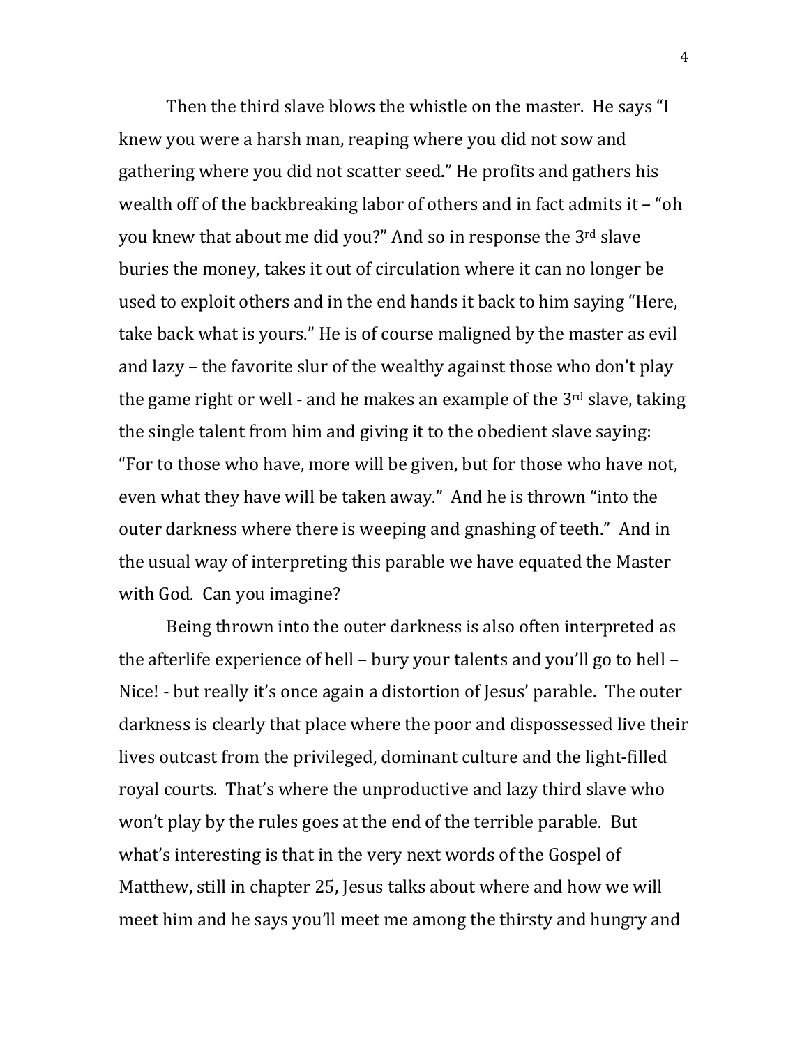Then the third slave blows the whistle on the master. He says "I knew you were a harsh man, reaping where you did not sow and gathering where you did not scatter seed." He profits and gathers his wealth off of the backbreaking labor of others and in fact admits it – "oh you knew that about me did you?" And so in response the 3rd slave buries the money, takes it out of circulation where it can no longer be used to exploit others and in the end hands it back to him saying "Here, take back what is yours." He is of course maligned by the master as evil and lazy – the favorite slur of the wealthy against those who don't play the game right or well - and he makes an example of the 3rd slave, taking the single talent from him and giving it to the obedient slave saying: "For to those who have, more will be given, but for those who have not, even what they have will be taken away." And he is thrown "into the outer darkness where there is weeping and gnashing of teeth." And in the usual way of interpreting this parable we have equated the Master with God. Can you imagine?

Being thrown into the outer darkness is also often interpreted as the afterlife experience of hell – bury your talents and you'll go to hell – Nice! - but really it's once again a distortion of Jesus' parable. The outer darkness is clearly that place where the poor and dispossessed live their lives outcast from the privileged, dominant culture and the light-filled royal courts. That's where the unproductive and lazy third slave who won't play by the rules goes at the end of the terrible parable. But what's interesting is that in the very next words of the Gospel of Matthew, still in chapter 25, Jesus talks about where and how we will meet him and he says you'll meet me among the thirsty and hungry and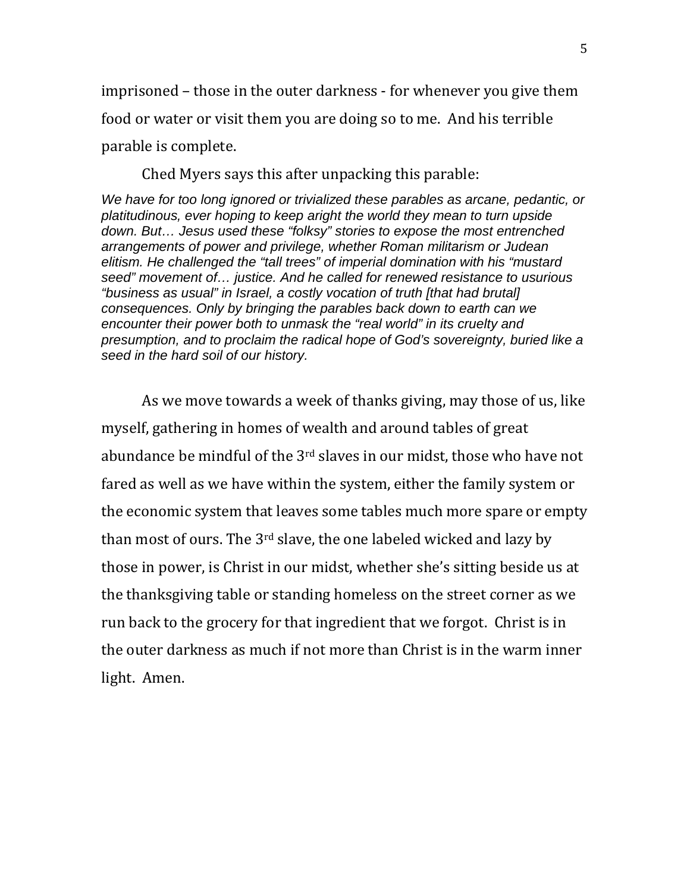imprisoned – those in the outer darkness - for whenever you give them food or water or visit them you are doing so to me. And his terrible parable is complete.

Ched Myers says this after unpacking this parable:

> *We have for too long ignored or trivialized these parables as arcane, pedantic, or platitudinous, ever hoping to keep aright the world they mean to turn upside down. But… Jesus used these "folksy" stories to expose the most entrenched arrangements of power and privilege, whether Roman militarism or Judean elitism. He challenged the "tall trees" of imperial domination with his "mustard seed" movement of… justice. And he called for renewed resistance to usurious "business as usual" in Israel, a costly vocation of truth [that had brutal] consequences. Only by bringing the parables back down to earth can we encounter their power both to unmask the "real world" in its cruelty and presumption, and to proclaim the radical hope of God's sovereignty, buried like a seed in the hard soil of our history.*

As we move towards a week of thanks giving, may those of us, like myself, gathering in homes of wealth and around tables of great abundance be mindful of the 3rd slaves in our midst, those who have not fared as well as we have within the system, either the family system or the economic system that leaves some tables much more spare or empty than most of ours. The 3rd slave, the one labeled wicked and lazy by those in power, is Christ in our midst, whether she's sitting beside us at the thanksgiving table or standing homeless on the street corner as we run back to the grocery for that ingredient that we forgot. Christ is in the outer darkness as much if not more than Christ is in the warm inner light. Amen.